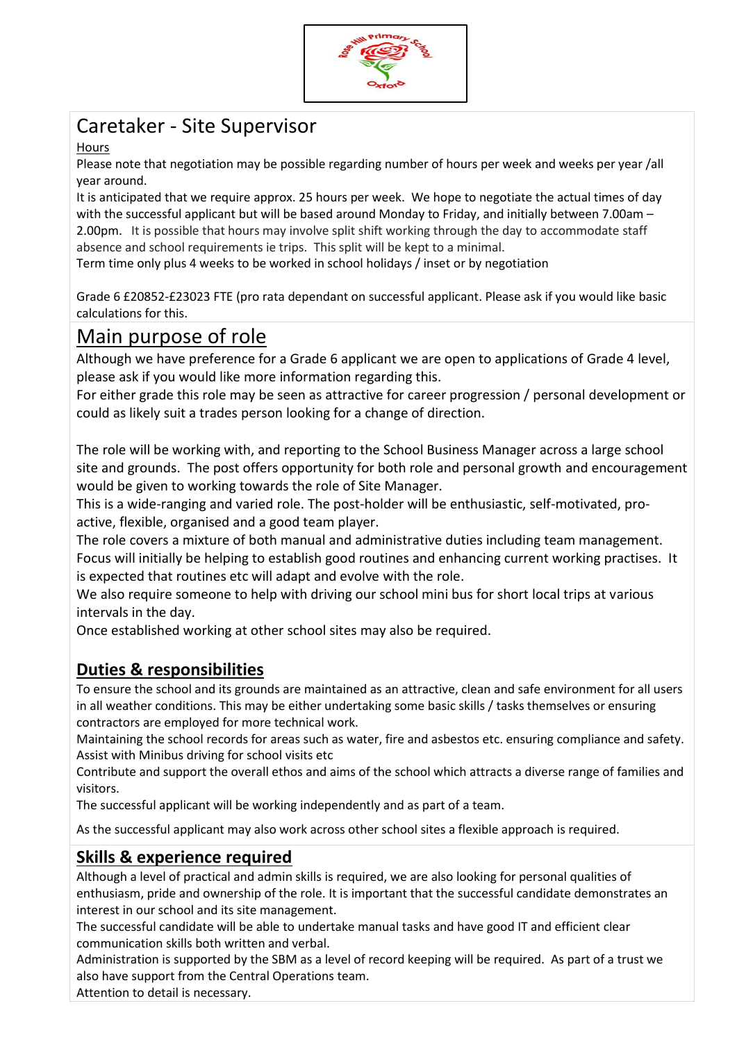# Caretaker - Site Supervisor

Hours

Please note that negotiation may be possible regarding number of hours per week and weeks per year /all year around.

It is anticipated that we require approx. 25 hours per week. We hope to negotiate the actual times of day with the successful applicant but will be based around Monday to Friday, and initially between 7.00am – 2.00pm. It is possible that hours may involve split shift working through the day to accommodate staff absence and school requirements ie trips. This split will be kept to a minimal.

Term time only plus 4 weeks to be worked in school holidays / inset or by negotiation

Grade 6 £20852-£23023 FTE (pro rata dependant on successful applicant. Please ask if you would like basic calculations for this.

## Main purpose of role

Although we have preference for a Grade 6 applicant we are open to applications of Grade 4 level, please ask if you would like more information regarding this.

For either grade this role may be seen as attractive for career progression / personal development or could as likely suit a trades person looking for a change of direction.

The role will be working with, and reporting to the School Business Manager across a large school site and grounds. The post offers opportunity for both role and personal growth and encouragement would be given to working towards the role of Site Manager.

This is a wide-ranging and varied role. The post-holder will be enthusiastic, self-motivated, pro-active, flexible, organised and a good team player.

The role covers a mixture of both manual and administrative duties including team management. Focus will initially be helping to establish good routines and enhancing current working practises. It is expected that routines etc will adapt and evolve with the role.

We also require someone to help with driving our school mini bus for short local trips at various intervals in the day.

Once established working at other school sites may also be required.

## Duties & responsibilities

To ensure the school and its grounds are maintained as an attractive, clean and safe environment for all users in all weather conditions. This may be either undertaking some basic skills / tasks themselves or ensuring contractors are employed for more technical work.

Maintaining the school records for areas such as water, fire and asbestos etc. ensuring compliance and safety.

Assist with Minibus driving for school visits etc

Contribute and support the overall ethos and aims of the school which attracts a diverse range of families and visitors.

The successful applicant will be working independently and as part of a team.

As the successful applicant may also work across other school sites a flexible approach is required.

## Skills & experience required

Although a level of practical and admin skills is required, we are also looking for personal qualities of enthusiasm, pride and ownership of the role. It is important that the successful candidate demonstrates an interest in our school and its site management.

The successful candidate will be able to undertake manual tasks and have good IT and efficient clear communication skills both written and verbal.

Administration is supported by the SBM as a level of record keeping will be required. As part of a trust we also have support from the Central Operations team.

Attention to detail is necessary.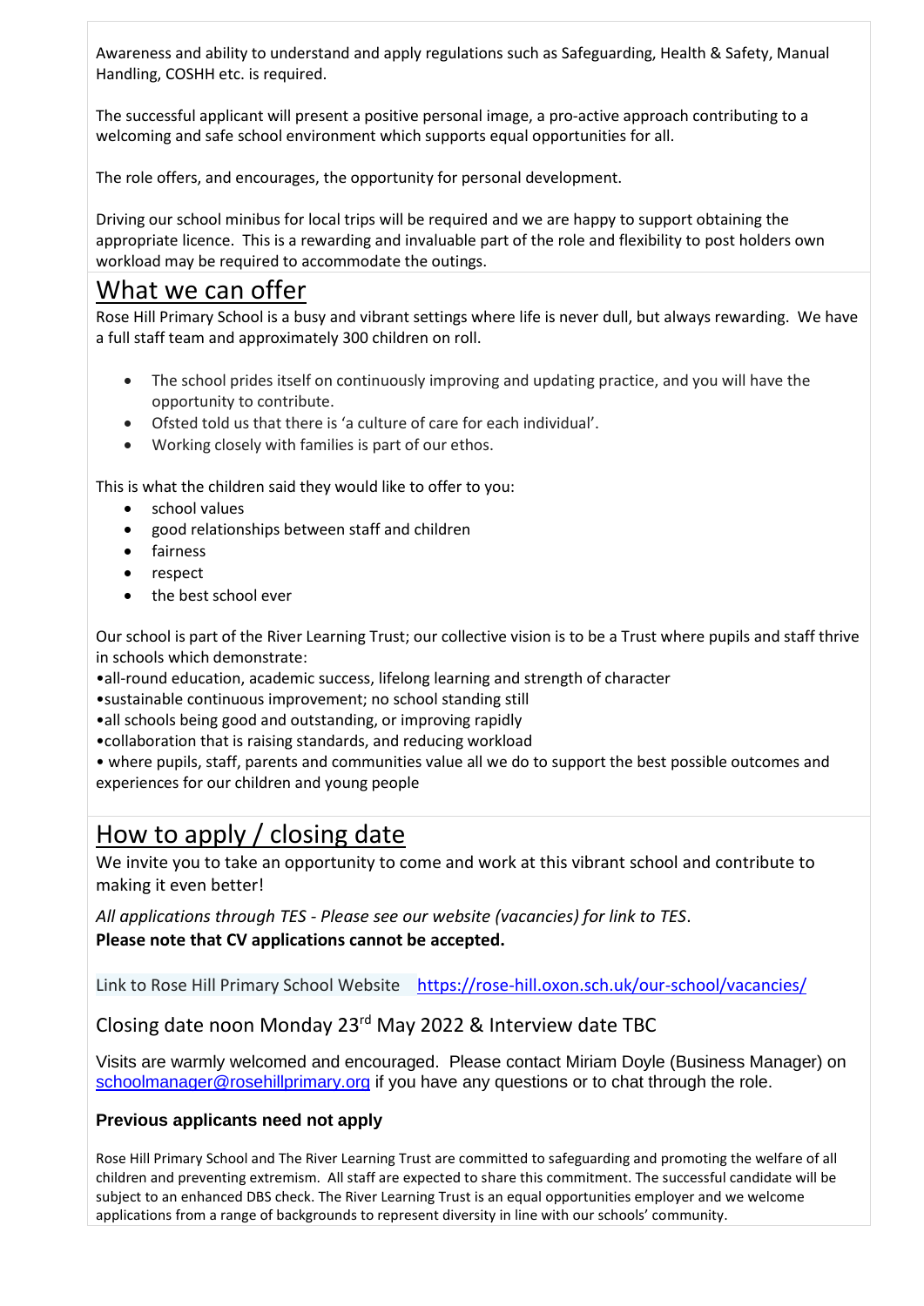Awareness and ability to understand and apply regulations such as Safeguarding, Health & Safety, Manual Handling, COSHH etc. is required.

The successful applicant will present a positive personal image, a pro-active approach contributing to a welcoming and safe school environment which supports equal opportunities for all.

The role offers, and encourages, the opportunity for personal development.

Driving our school minibus for local trips will be required and we are happy to support obtaining the appropriate licence. This is a rewarding and invaluable part of the role and flexibility to post holders own workload may be required to accommodate the outings.

## What we can offer

Rose Hill Primary School is a busy and vibrant settings where life is never dull, but always rewarding. We have a full staff team and approximately 300 children on roll.

- The school prides itself on continuously improving and updating practice, and you will have the opportunity to contribute.
- Ofsted told us that there is 'a culture of care for each individual'.
- Working closely with families is part of our ethos.

This is what the children said they would like to offer to you:

- school values
- good relationships between staff and children
- fairness
- respect
- the best school ever

Our school is part of the River Learning Trust; our collective vision is to be a Trust where pupils and staff thrive in schools which demonstrate:

- all-round education, academic success, lifelong learning and strength of character
- sustainable continuous improvement; no school standing still
- all schools being good and outstanding, or improving rapidly
- collaboration that is raising standards, and reducing workload
- where pupils, staff, parents and communities value all we do to support the best possible outcomes and experiences for our children and young people

## How to apply / closing date

We invite you to take an opportunity to come and work at this vibrant school and contribute to making it even better!

*All applications through TES - Please see our website (vacancies) for link to TES*.
**Please note that CV applications cannot be accepted.**

Link to Rose Hill Primary School Website https://rose-hill.oxon.sch.uk/our-school/vacancies/

Closing date noon Monday 23rd May 2022 & Interview date TBC

Visits are warmly welcomed and encouraged. Please contact Miriam Doyle (Business Manager) on schoolmanager@rosehillprimary.org if you have any questions or to chat through the role.

**Previous applicants need not apply**

Rose Hill Primary School and The River Learning Trust are committed to safeguarding and promoting the welfare of all children and preventing extremism. All staff are expected to share this commitment. The successful candidate will be subject to an enhanced DBS check. The River Learning Trust is an equal opportunities employer and we welcome applications from a range of backgrounds to represent diversity in line with our schools' community.